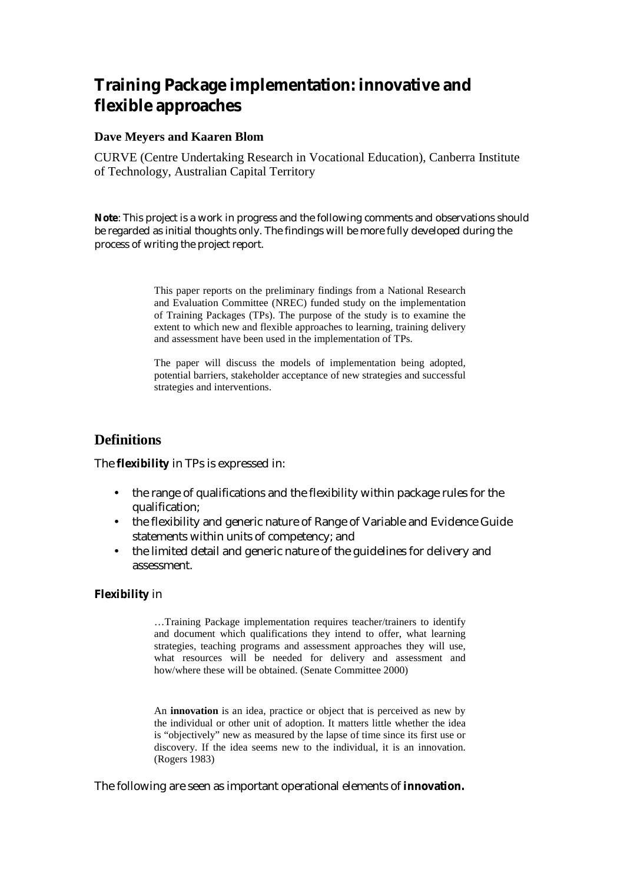# Training Package implementation: innovative and flexible approaches

**Dave Meyers and Kaaren Blom**

CURVE (Centre Undertaking Research in Vocational Education), Canberra Institute of Technology, Australian Capital Territory

**Note**: This project is a work in progress and the following comments and observations should be regarded as initial thoughts only. The findings will be more fully developed during the process of writing the project report.

> This paper reports on the preliminary findings from a National Research and Evaluation Committee (NREC) funded study on the implementation of Training Packages (TPs). The purpose of the study is to examine the extent to which new and flexible approaches to learning, training delivery and assessment have been used in the implementation of TPs.
>
> The paper will discuss the models of implementation being adopted, potential barriers, stakeholder acceptance of new strategies and successful strategies and interventions.

## Definitions

The **flexibility** in TPs is expressed in:

- the range of qualifications and the flexibility within package rules for the qualification;
- the flexibility and generic nature of Range of Variable and Evidence Guide statements within units of competency; and
- the limited detail and generic nature of the guidelines for delivery and assessment.

**Flexibility** in

> …Training Package implementation requires teacher/trainers to identify and document which qualifications they intend to offer, what learning strategies, teaching programs and assessment approaches they will use, what resources will be needed for delivery and assessment and how/where these will be obtained. (Senate Committee 2000)

> An **innovation** is an idea, practice or object that is perceived as new by the individual or other unit of adoption. It matters little whether the idea is "objectively" new as measured by the lapse of time since its first use or discovery. If the idea seems new to the individual, it is an innovation. (Rogers 1983)

The following are seen as important operational elements of **innovation.**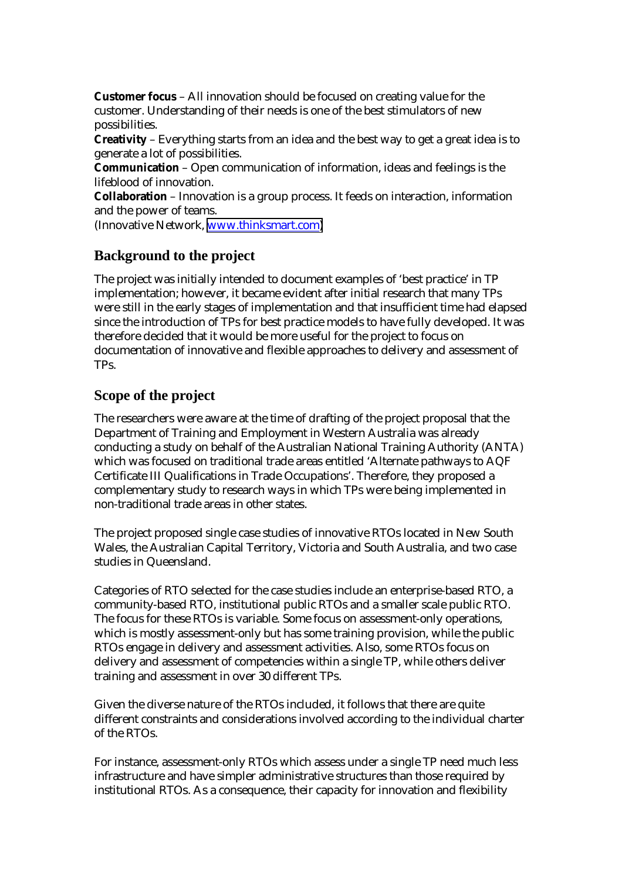**Customer focus** – All innovation should be focused on creating value for the customer. Understanding of their needs is one of the best stimulators of new possibilities.
**Creativity** – Everything starts from an idea and the best way to get a great idea is to generate a lot of possibilities.
**Communication** – Open communication of information, ideas and feelings is the lifeblood of innovation.
**Collaboration** – Innovation is a group process. It feeds on interaction, information and the power of teams.
(Innovative Network, www.thinksmart.com)

## Background to the project

The project was initially intended to document examples of 'best practice' in TP implementation; however, it became evident after initial research that many TPs were still in the early stages of implementation and that insufficient time had elapsed since the introduction of TPs for best practice models to have fully developed. It was therefore decided that it would be more useful for the project to focus on documentation of innovative and flexible approaches to delivery and assessment of TPs.

## Scope of the project

The researchers were aware at the time of drafting of the project proposal that the Department of Training and Employment in Western Australia was already conducting a study on behalf of the Australian National Training Authority (ANTA) which was focused on traditional trade areas entitled 'Alternate pathways to AQF Certificate III Qualifications in Trade Occupations'. Therefore, they proposed a complementary study to research ways in which TPs were being implemented in non-traditional trade areas in other states.

The project proposed single case studies of innovative RTOs located in New South Wales, the Australian Capital Territory, Victoria and South Australia, and two case studies in Queensland.

Categories of RTO selected for the case studies include an enterprise-based RTO, a community-based RTO, institutional public RTOs and a smaller scale public RTO. The focus for these RTOs is variable. Some focus on assessment-only operations, which is mostly assessment-only but has some training provision, while the public RTOs engage in delivery and assessment activities. Also, some RTOs focus on delivery and assessment of competencies within a single TP, while others deliver training and assessment in over 30 different TPs.

Given the diverse nature of the RTOs included, it follows that there are quite different constraints and considerations involved according to the individual charter of the RTOs.

For instance, assessment-only RTOs which assess under a single TP need much less infrastructure and have simpler administrative structures than those required by institutional RTOs. As a consequence, their capacity for innovation and flexibility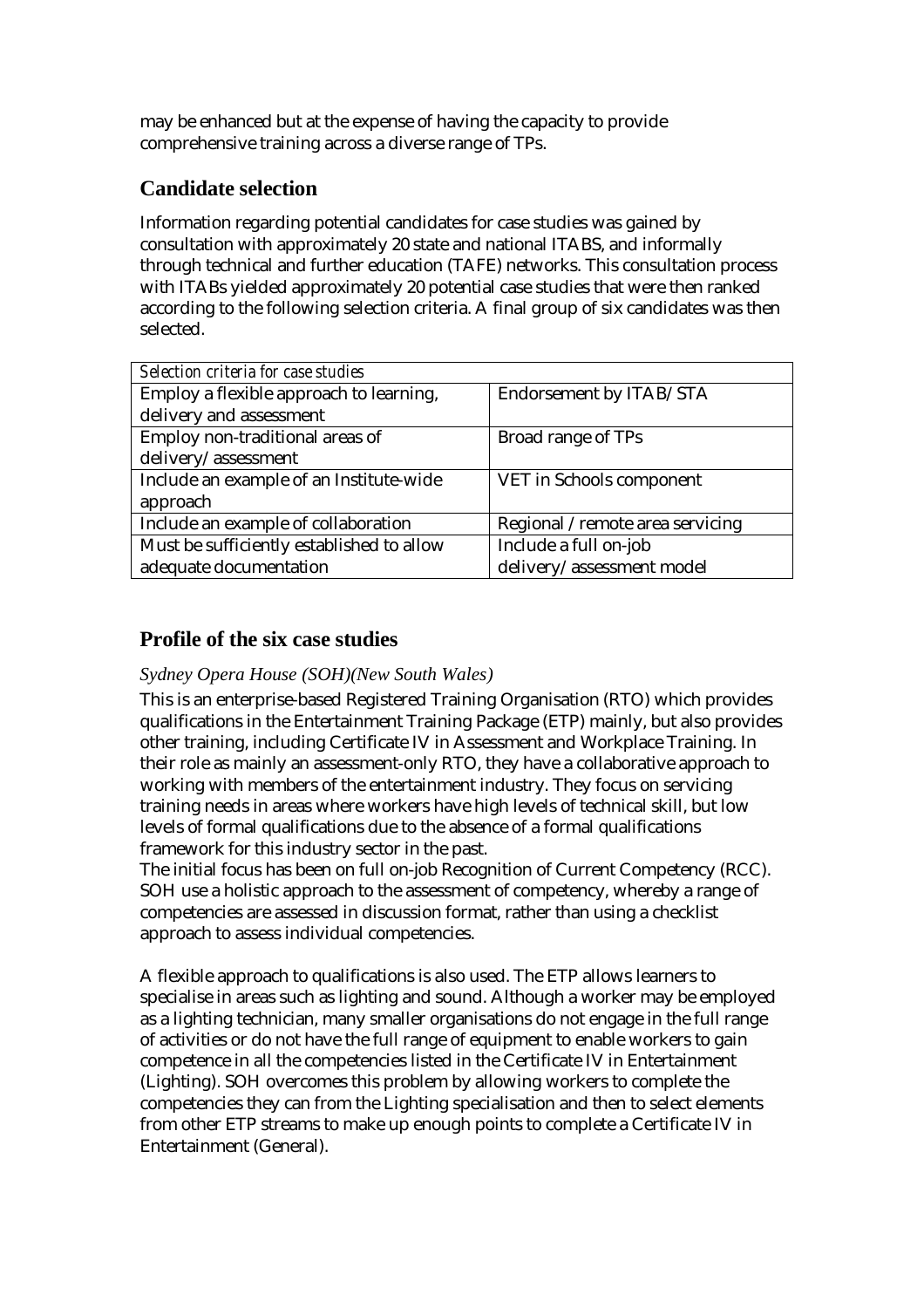may be enhanced but at the expense of having the capacity to provide comprehensive training across a diverse range of TPs.

## Candidate selection

Information regarding potential candidates for case studies was gained by consultation with approximately 20 state and national ITABS, and informally through technical and further education (TAFE) networks. This consultation process with ITABs yielded approximately 20 potential case studies that were then ranked according to the following selection criteria. A final group of six candidates was then selected.

| *Selection criteria for case studies* | |
|---|---|
| Employ a flexible approach to learning, delivery and assessment | Endorsement by ITAB/STA |
| Employ non-traditional areas of delivery/assessment | Broad range of TPs |
| Include an example of an Institute-wide approach | VET in Schools component |
| Include an example of collaboration | Regional / remote area servicing |
| Must be sufficiently established to allow adequate documentation | Include a full on-job delivery/assessment model |

## Profile of the six case studies

### *Sydney Opera House (SOH)(New South Wales)*

This is an enterprise-based Registered Training Organisation (RTO) which provides qualifications in the Entertainment Training Package (ETP) mainly, but also provides other training, including Certificate IV in Assessment and Workplace Training. In their role as mainly an assessment-only RTO, they have a collaborative approach to working with members of the entertainment industry. They focus on servicing training needs in areas where workers have high levels of technical skill, but low levels of formal qualifications due to the absence of a formal qualifications framework for this industry sector in the past.

The initial focus has been on full on-job Recognition of Current Competency (RCC). SOH use a holistic approach to the assessment of competency, whereby a range of competencies are assessed in discussion format, rather than using a checklist approach to assess individual competencies.

A flexible approach to qualifications is also used. The ETP allows learners to specialise in areas such as lighting and sound. Although a worker may be employed as a lighting technician, many smaller organisations do not engage in the full range of activities or do not have the full range of equipment to enable workers to gain competence in all the competencies listed in the Certificate IV in Entertainment (Lighting). SOH overcomes this problem by allowing workers to complete the competencies they can from the Lighting specialisation and then to select elements from other ETP streams to make up enough points to complete a Certificate IV in Entertainment (General).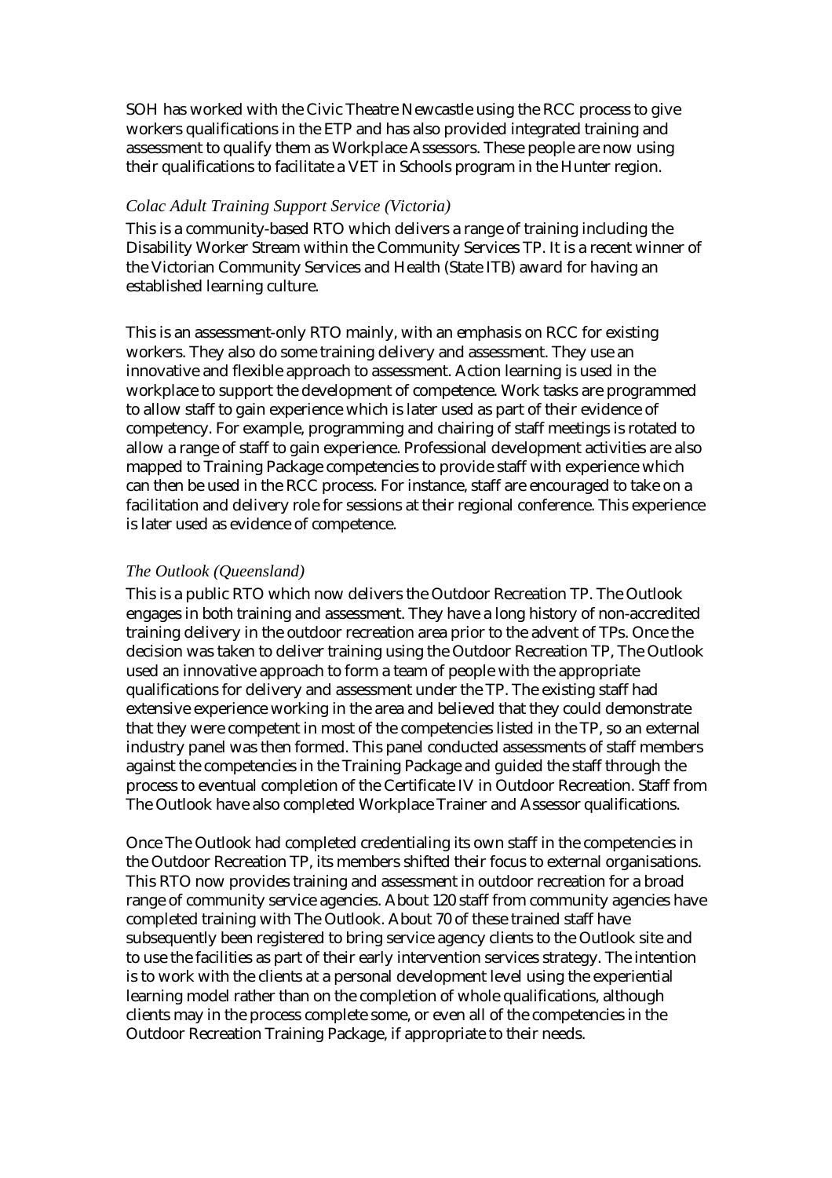SOH has worked with the Civic Theatre Newcastle using the RCC process to give workers qualifications in the ETP and has also provided integrated training and assessment to qualify them as Workplace Assessors. These people are now using their qualifications to facilitate a VET in Schools program in the Hunter region.

*Colac Adult Training Support Service (Victoria)*

This is a community-based RTO which delivers a range of training including the Disability Worker Stream within the Community Services TP. It is a recent winner of the Victorian Community Services and Health (State ITB) award for having an established learning culture.

This is an assessment-only RTO mainly, with an emphasis on RCC for existing workers. They also do some training delivery and assessment. They use an innovative and flexible approach to assessment. Action learning is used in the workplace to support the development of competence. Work tasks are programmed to allow staff to gain experience which is later used as part of their evidence of competency. For example, programming and chairing of staff meetings is rotated to allow a range of staff to gain experience. Professional development activities are also mapped to Training Package competencies to provide staff with experience which can then be used in the RCC process. For instance, staff are encouraged to take on a facilitation and delivery role for sessions at their regional conference. This experience is later used as evidence of competence.

*The Outlook (Queensland)*

This is a public RTO which now delivers the Outdoor Recreation TP. The Outlook engages in both training and assessment. They have a long history of non-accredited training delivery in the outdoor recreation area prior to the advent of TPs. Once the decision was taken to deliver training using the Outdoor Recreation TP, The Outlook used an innovative approach to form a team of people with the appropriate qualifications for delivery and assessment under the TP. The existing staff had extensive experience working in the area and believed that they could demonstrate that they were competent in most of the competencies listed in the TP, so an external industry panel was then formed. This panel conducted assessments of staff members against the competencies in the Training Package and guided the staff through the process to eventual completion of the Certificate IV in Outdoor Recreation. Staff from The Outlook have also completed Workplace Trainer and Assessor qualifications.

Once The Outlook had completed credentialing its own staff in the competencies in the Outdoor Recreation TP, its members shifted their focus to external organisations. This RTO now provides training and assessment in outdoor recreation for a broad range of community service agencies. About 120 staff from community agencies have completed training with The Outlook. About 70 of these trained staff have subsequently been registered to bring service agency clients to the Outlook site and to use the facilities as part of their early intervention services strategy. The intention is to work with the clients at a personal development level using the experiential learning model rather than on the completion of whole qualifications, although clients may in the process complete some, or even all of the competencies in the Outdoor Recreation Training Package, if appropriate to their needs.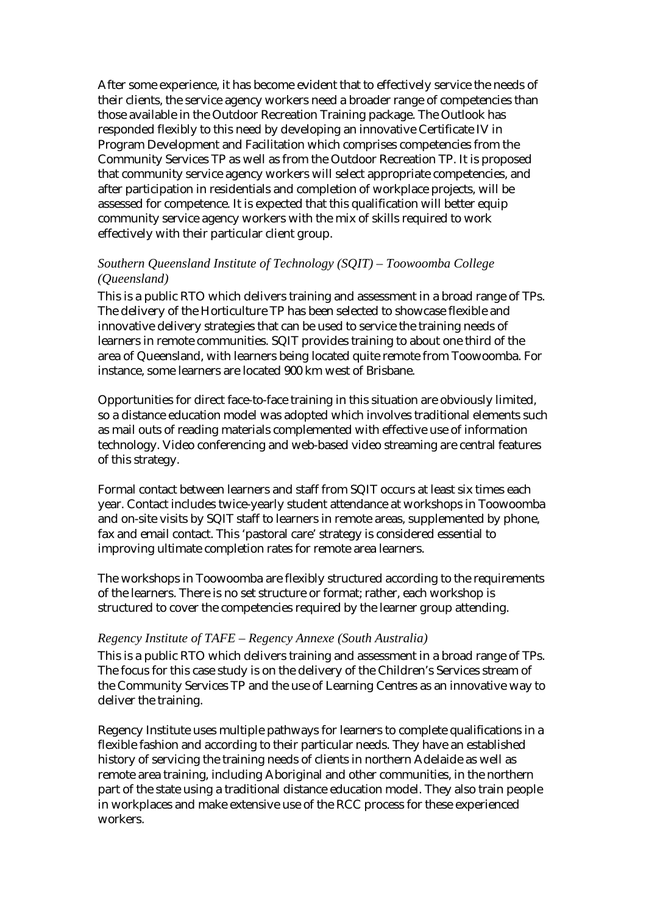After some experience, it has become evident that to effectively service the needs of their clients, the service agency workers need a broader range of competencies than those available in the Outdoor Recreation Training package. The Outlook has responded flexibly to this need by developing an innovative Certificate IV in Program Development and Facilitation which comprises competencies from the Community Services TP as well as from the Outdoor Recreation TP. It is proposed that community service agency workers will select appropriate competencies, and after participation in residentials and completion of workplace projects, will be assessed for competence. It is expected that this qualification will better equip community service agency workers with the mix of skills required to work effectively with their particular client group.

### *Southern Queensland Institute of Technology (SQIT) – Toowoomba College (Queensland)*

This is a public RTO which delivers training and assessment in a broad range of TPs. The delivery of the Horticulture TP has been selected to showcase flexible and innovative delivery strategies that can be used to service the training needs of learners in remote communities. SQIT provides training to about one third of the area of Queensland, with learners being located quite remote from Toowoomba. For instance, some learners are located 900 km west of Brisbane.

Opportunities for direct face-to-face training in this situation are obviously limited, so a distance education model was adopted which involves traditional elements such as mail outs of reading materials complemented with effective use of information technology. Video conferencing and web-based video streaming are central features of this strategy.

Formal contact between learners and staff from SQIT occurs at least six times each year. Contact includes twice-yearly student attendance at workshops in Toowoomba and on-site visits by SQIT staff to learners in remote areas, supplemented by phone, fax and email contact. This 'pastoral care' strategy is considered essential to improving ultimate completion rates for remote area learners.

The workshops in Toowoomba are flexibly structured according to the requirements of the learners. There is no set structure or format; rather, each workshop is structured to cover the competencies required by the learner group attending.

### *Regency Institute of TAFE – Regency Annexe (South Australia)*

This is a public RTO which delivers training and assessment in a broad range of TPs. The focus for this case study is on the delivery of the Children's Services stream of the Community Services TP and the use of Learning Centres as an innovative way to deliver the training.

Regency Institute uses multiple pathways for learners to complete qualifications in a flexible fashion and according to their particular needs. They have an established history of servicing the training needs of clients in northern Adelaide as well as remote area training, including Aboriginal and other communities, in the northern part of the state using a traditional distance education model. They also train people in workplaces and make extensive use of the RCC process for these experienced workers.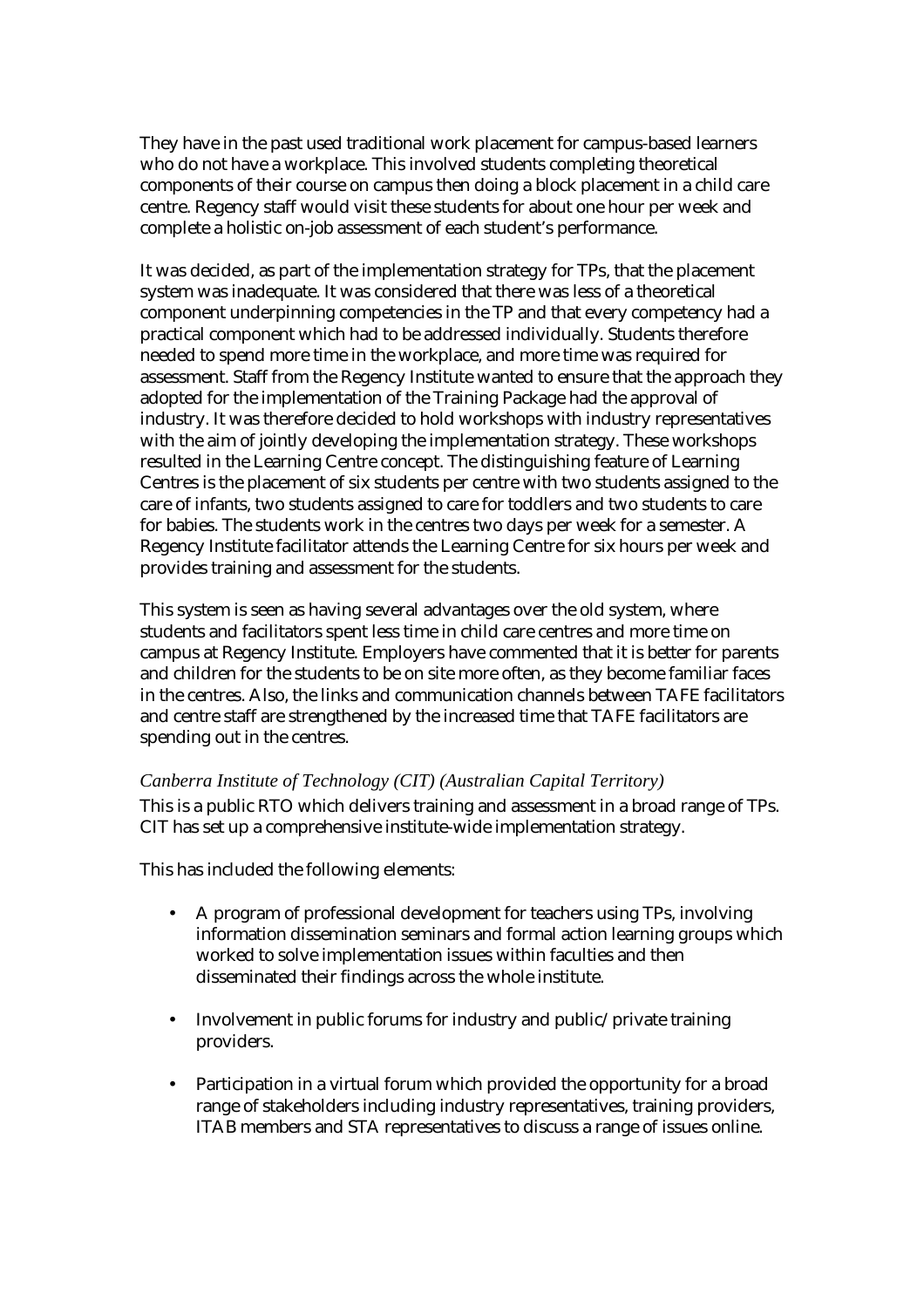They have in the past used traditional work placement for campus-based learners who do not have a workplace. This involved students completing theoretical components of their course on campus then doing a block placement in a child care centre. Regency staff would visit these students for about one hour per week and complete a holistic on-job assessment of each student's performance.

It was decided, as part of the implementation strategy for TPs, that the placement system was inadequate. It was considered that there was less of a theoretical component underpinning competencies in the TP and that every competency had a practical component which had to be addressed individually. Students therefore needed to spend more time in the workplace, and more time was required for assessment. Staff from the Regency Institute wanted to ensure that the approach they adopted for the implementation of the Training Package had the approval of industry. It was therefore decided to hold workshops with industry representatives with the aim of jointly developing the implementation strategy. These workshops resulted in the Learning Centre concept. The distinguishing feature of Learning Centres is the placement of six students per centre with two students assigned to the care of infants, two students assigned to care for toddlers and two students to care for babies. The students work in the centres two days per week for a semester. A Regency Institute facilitator attends the Learning Centre for six hours per week and provides training and assessment for the students.

This system is seen as having several advantages over the old system, where students and facilitators spent less time in child care centres and more time on campus at Regency Institute. Employers have commented that it is better for parents and children for the students to be on site more often, as they become familiar faces in the centres. Also, the links and communication channels between TAFE facilitators and centre staff are strengthened by the increased time that TAFE facilitators are spending out in the centres.

*Canberra Institute of Technology (CIT) (Australian Capital Territory)*

This is a public RTO which delivers training and assessment in a broad range of TPs. CIT has set up a comprehensive institute-wide implementation strategy.

This has included the following elements:

- A program of professional development for teachers using TPs, involving information dissemination seminars and formal action learning groups which worked to solve implementation issues within faculties and then disseminated their findings across the whole institute.
- Involvement in public forums for industry and public/private training providers.
- Participation in a virtual forum which provided the opportunity for a broad range of stakeholders including industry representatives, training providers, ITAB members and STA representatives to discuss a range of issues online.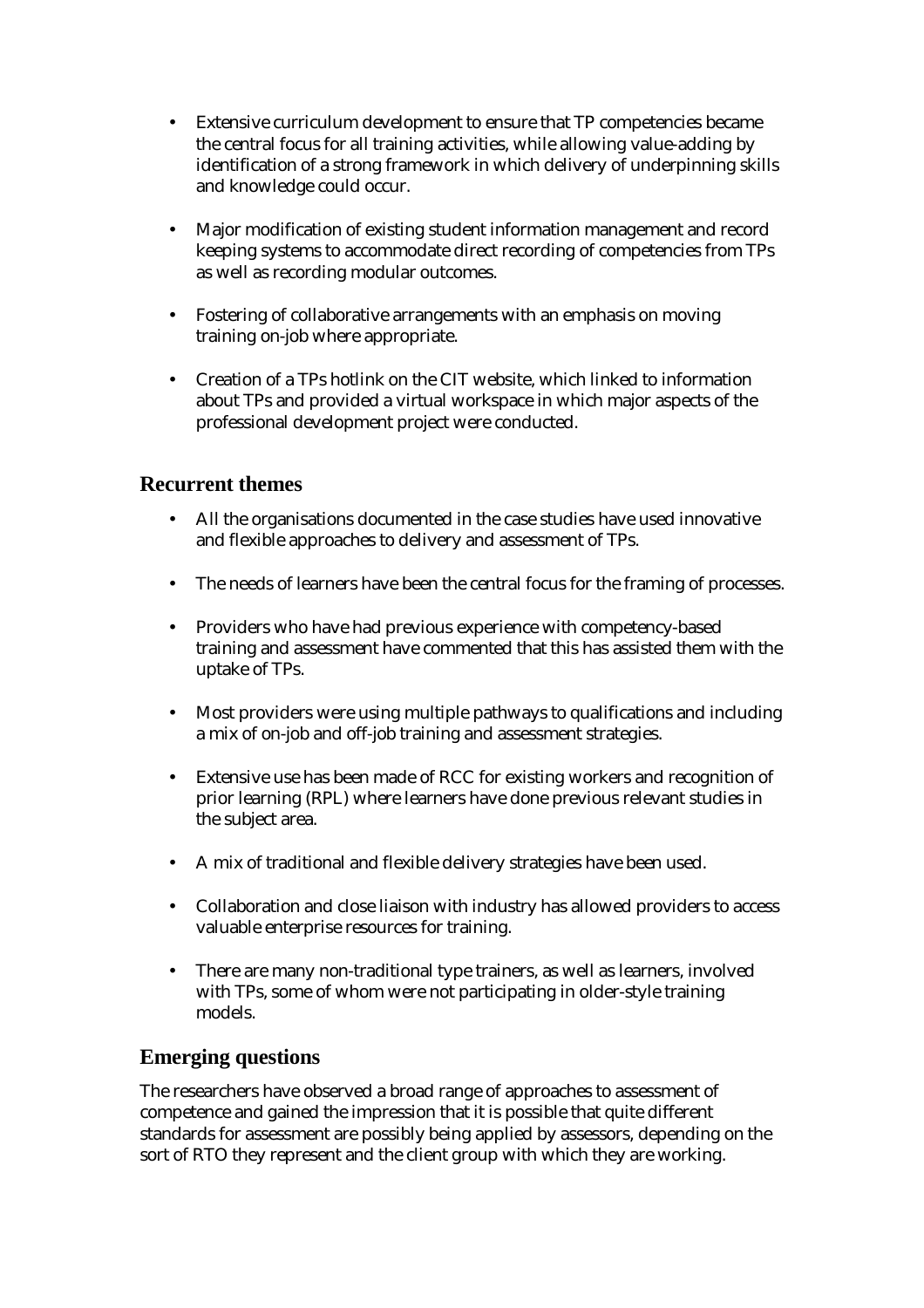- Extensive curriculum development to ensure that TP competencies became the central focus for all training activities, while allowing value-adding by identification of a strong framework in which delivery of underpinning skills and knowledge could occur.
- Major modification of existing student information management and record keeping systems to accommodate direct recording of competencies from TPs as well as recording modular outcomes.
- Fostering of collaborative arrangements with an emphasis on moving training on-job where appropriate.
- Creation of a TPs hotlink on the CIT website, which linked to information about TPs and provided a virtual workspace in which major aspects of the professional development project were conducted.

## Recurrent themes

- All the organisations documented in the case studies have used innovative and flexible approaches to delivery and assessment of TPs.
- The needs of learners have been the central focus for the framing of processes.
- Providers who have had previous experience with competency-based training and assessment have commented that this has assisted them with the uptake of TPs.
- Most providers were using multiple pathways to qualifications and including a mix of on-job and off-job training and assessment strategies.
- Extensive use has been made of RCC for existing workers and recognition of prior learning (RPL) where learners have done previous relevant studies in the subject area.
- A mix of traditional and flexible delivery strategies have been used.
- Collaboration and close liaison with industry has allowed providers to access valuable enterprise resources for training.
- There are many non-traditional type trainers, as well as learners, involved with TPs, some of whom were not participating in older-style training models.

## Emerging questions

The researchers have observed a broad range of approaches to assessment of competence and gained the impression that it is possible that quite different standards for assessment are possibly being applied by assessors, depending on the sort of RTO they represent and the client group with which they are working.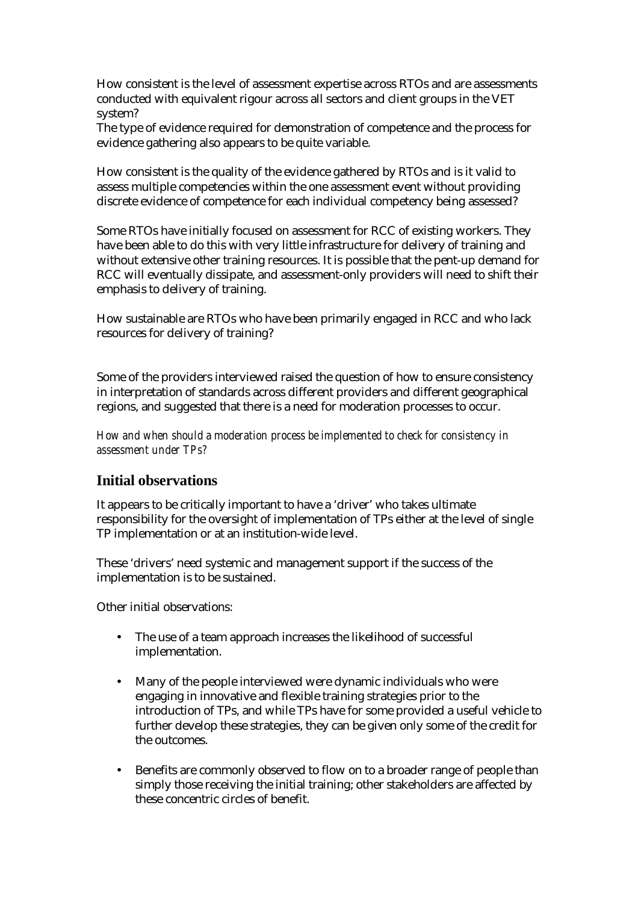How consistent is the level of assessment expertise across RTOs and are assessments conducted with equivalent rigour across all sectors and client groups in the VET system?

The type of evidence required for demonstration of competence and the process for evidence gathering also appears to be quite variable.

How consistent is the quality of the evidence gathered by RTOs and is it valid to assess multiple competencies within the one assessment event without providing discrete evidence of competence for each individual competency being assessed?

Some RTOs have initially focused on assessment for RCC of existing workers. They have been able to do this with very little infrastructure for delivery of training and without extensive other training resources. It is possible that the pent-up demand for RCC will eventually dissipate, and assessment-only providers will need to shift their emphasis to delivery of training.

How sustainable are RTOs who have been primarily engaged in RCC and who lack resources for delivery of training?

Some of the providers interviewed raised the question of how to ensure consistency in interpretation of standards across different providers and different geographical regions, and suggested that there is a need for moderation processes to occur.

*How and when should a moderation process be implemented to check for consistency in assessment under TPs?*

## Initial observations

It appears to be critically important to have a 'driver' who takes ultimate responsibility for the oversight of implementation of TPs either at the level of single TP implementation or at an institution-wide level.

These 'drivers' need systemic and management support if the success of the implementation is to be sustained.

Other initial observations:

- The use of a team approach increases the likelihood of successful implementation.
- Many of the people interviewed were dynamic individuals who were engaging in innovative and flexible training strategies prior to the introduction of TPs, and while TPs have for some provided a useful vehicle to further develop these strategies, they can be given only some of the credit for the outcomes.
- Benefits are commonly observed to flow on to a broader range of people than simply those receiving the initial training; other stakeholders are affected by these concentric circles of benefit.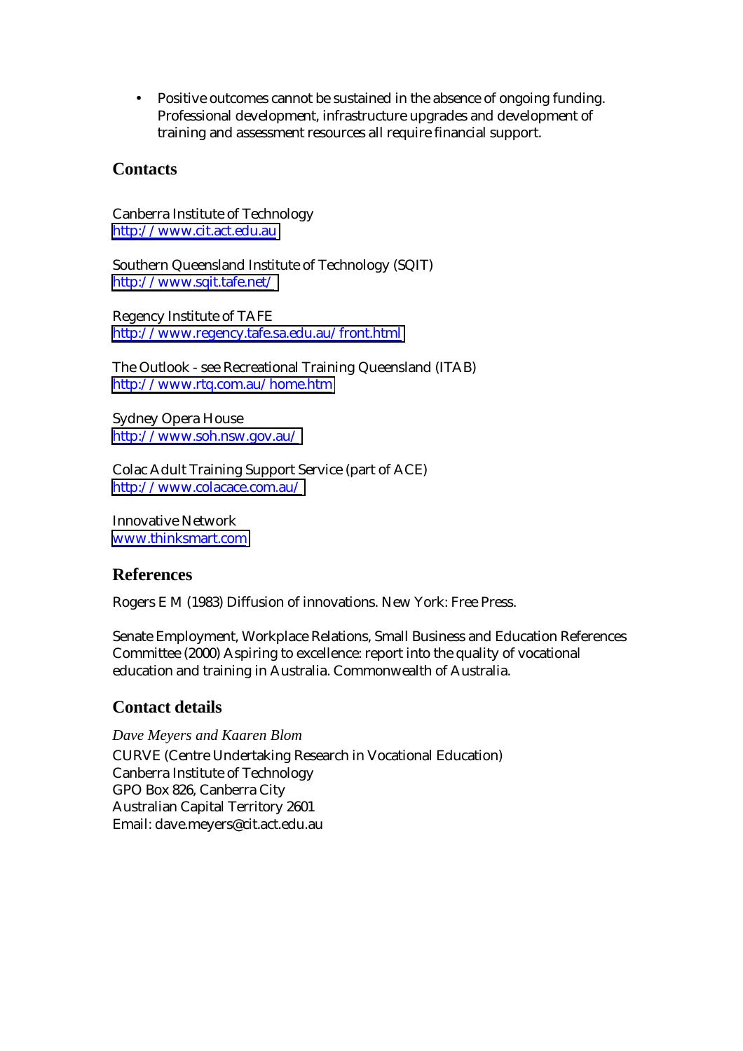- Positive outcomes cannot be sustained in the absence of ongoing funding. Professional development, infrastructure upgrades and development of training and assessment resources all require financial support.

## Contacts

Canberra Institute of Technology
http://www.cit.act.edu.au

Southern Queensland Institute of Technology (SQIT)
http://www.sqit.tafe.net/

Regency Institute of TAFE
http://www.regency.tafe.sa.edu.au/front.html

The Outlook - see Recreational Training Queensland (ITAB)
http://www.rtq.com.au/home.htm

Sydney Opera House
http://www.soh.nsw.gov.au/

Colac Adult Training Support Service (part of ACE)
http://www.colacace.com.au/

Innovative Network
www.thinksmart.com

## References

Rogers E M (1983) Diffusion of innovations. New York: Free Press.

Senate Employment, Workplace Relations, Small Business and Education References Committee (2000) Aspiring to excellence: report into the quality of vocational education and training in Australia. Commonwealth of Australia.

## Contact details

*Dave Meyers and Kaaren Blom*
CURVE (Centre Undertaking Research in Vocational Education)
Canberra Institute of Technology
GPO Box 826, Canberra City
Australian Capital Territory 2601
Email: dave.meyers@cit.act.edu.au